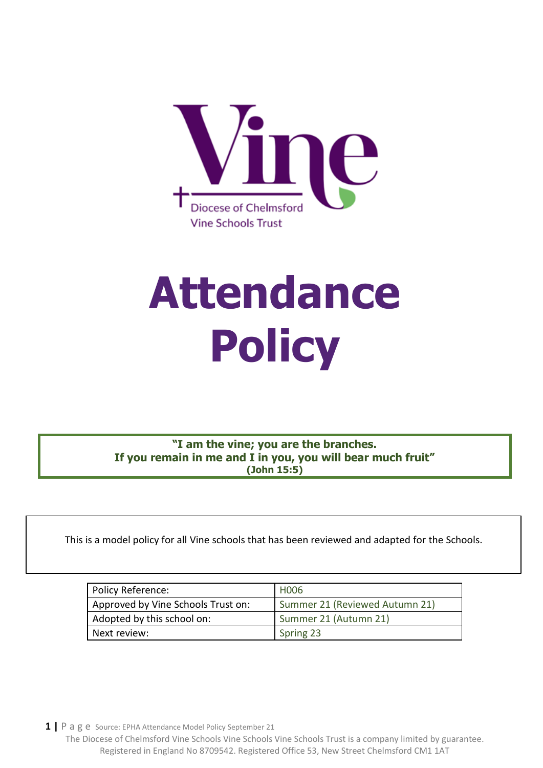Diocese of Chelmsford
Vine Schools Trust

# Attendance Policy

> **"I am the vine; you are the branches.**
> **If you remain in me and I in you, you will bear much fruit"**
> **(John 15:5)**

This is a model policy for all Vine schools that has been reviewed and adapted for the Schools.

| Policy Reference: | H006 |
|---|---|
| Approved by Vine Schools Trust on: | Summer 21 (Reviewed Autumn 21) |
| Adopted by this school on: | Summer 21 (Autumn 21) |
| Next review: | Spring 23 |

Source: EPHA Attendance Model Policy September 21

The Diocese of Chelmsford Vine Schools Vine Schools Vine Schools Trust is a company limited by guarantee. Registered in England No 8709542. Registered Office 53, New Street Chelmsford CM1 1AT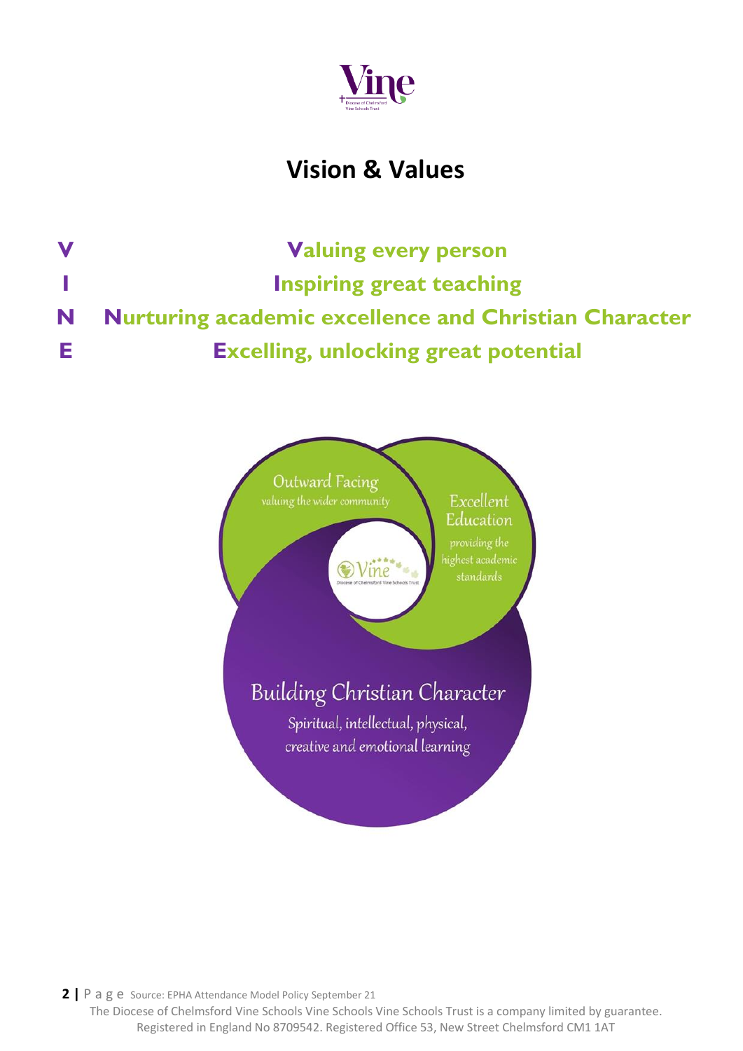# Vision & Values

**V** **V**aluing every person

**I** **I**nspiring great teaching

**N** **N**urturing academic excellence and Christian Character

**E** **E**xcelling, unlocking great potential

Outward Facing
valuing the wider community

Excellent Education
providing the highest academic standards

Building Christian Character
Spiritual, intellectual, physical, creative and emotional learning

Source: EPHA Attendance Model Policy September 21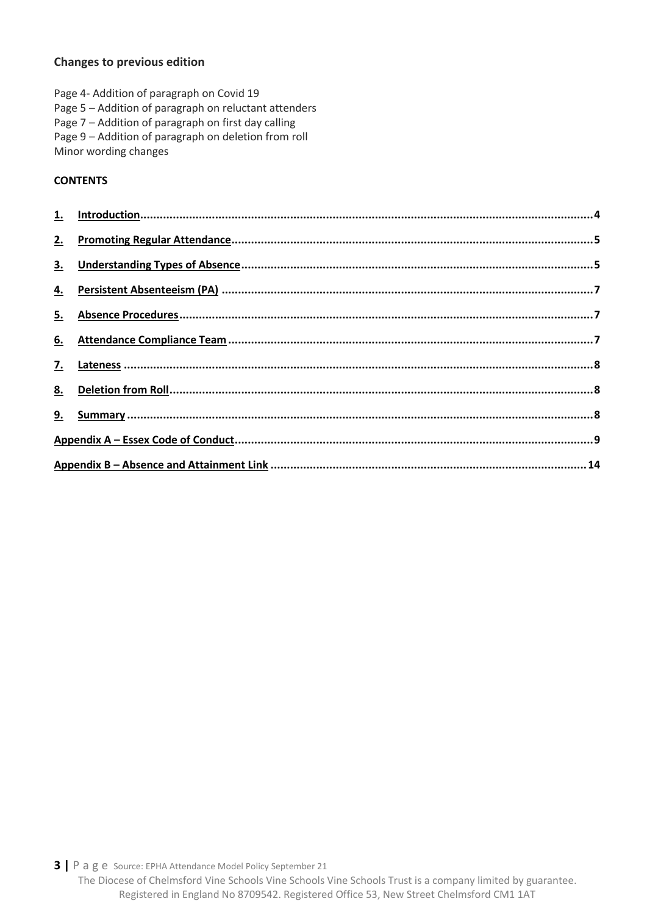**Changes to previous edition**

Page 4- Addition of paragraph on Covid 19
Page 5 – Addition of paragraph on reluctant attenders
Page 7 – Addition of paragraph on first day calling
Page 9 – Addition of paragraph on deletion from roll
Minor wording changes

**CONTENTS**

1. Introduction....4
2. Promoting Regular Attendance....5
3. Understanding Types of Absence....5
4. Persistent Absenteeism (PA)....7
5. Absence Procedures....7
6. Attendance Compliance Team....7
7. Lateness....8
8. Deletion from Roll....8
9. Summary....8

Appendix A – Essex Code of Conduct....9

Appendix B – Absence and Attainment Link....14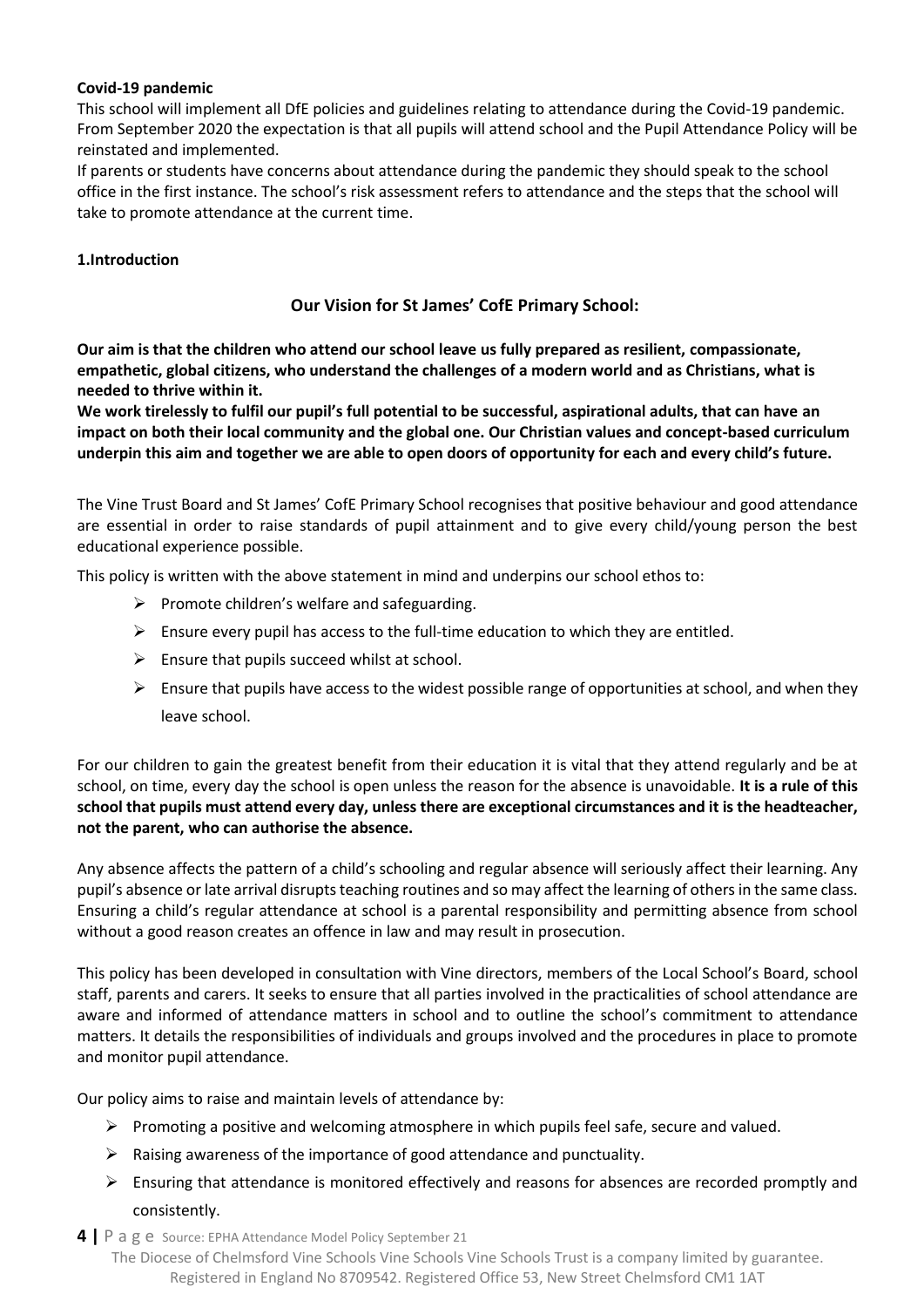**Covid-19 pandemic**

This school will implement all DfE policies and guidelines relating to attendance during the Covid-19 pandemic. From September 2020 the expectation is that all pupils will attend school and the Pupil Attendance Policy will be reinstated and implemented.

If parents or students have concerns about attendance during the pandemic they should speak to the school office in the first instance. The school's risk assessment refers to attendance and the steps that the school will take to promote attendance at the current time.

**1.Introduction**

**Our Vision for St James' CofE Primary School:**

**Our aim is that the children who attend our school leave us fully prepared as resilient, compassionate, empathetic, global citizens, who understand the challenges of a modern world and as Christians, what is needed to thrive within it.**

**We work tirelessly to fulfil our pupil's full potential to be successful, aspirational adults, that can have an impact on both their local community and the global one. Our Christian values and concept-based curriculum underpin this aim and together we are able to open doors of opportunity for each and every child's future.**

The Vine Trust Board and St James' CofE Primary School recognises that positive behaviour and good attendance are essential in order to raise standards of pupil attainment and to give every child/young person the best educational experience possible.

This policy is written with the above statement in mind and underpins our school ethos to:

- Promote children's welfare and safeguarding.
- Ensure every pupil has access to the full-time education to which they are entitled.
- Ensure that pupils succeed whilst at school.
- Ensure that pupils have access to the widest possible range of opportunities at school, and when they leave school.

For our children to gain the greatest benefit from their education it is vital that they attend regularly and be at school, on time, every day the school is open unless the reason for the absence is unavoidable. **It is a rule of this school that pupils must attend every day, unless there are exceptional circumstances and it is the headteacher, not the parent, who can authorise the absence.**

Any absence affects the pattern of a child's schooling and regular absence will seriously affect their learning. Any pupil's absence or late arrival disrupts teaching routines and so may affect the learning of others in the same class. Ensuring a child's regular attendance at school is a parental responsibility and permitting absence from school without a good reason creates an offence in law and may result in prosecution.

This policy has been developed in consultation with Vine directors, members of the Local School's Board, school staff, parents and carers. It seeks to ensure that all parties involved in the practicalities of school attendance are aware and informed of attendance matters in school and to outline the school's commitment to attendance matters. It details the responsibilities of individuals and groups involved and the procedures in place to promote and monitor pupil attendance.

Our policy aims to raise and maintain levels of attendance by:

- Promoting a positive and welcoming atmosphere in which pupils feel safe, secure and valued.
- Raising awareness of the importance of good attendance and punctuality.
- Ensuring that attendance is monitored effectively and reasons for absences are recorded promptly and consistently.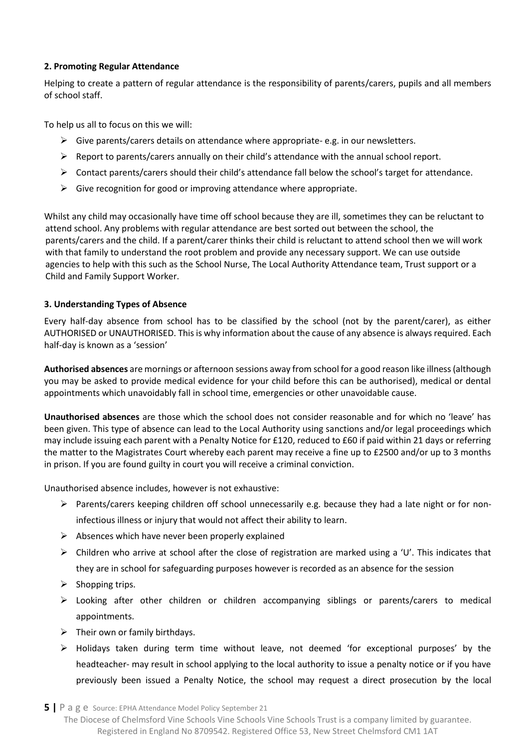### 2. Promoting Regular Attendance

Helping to create a pattern of regular attendance is the responsibility of parents/carers, pupils and all members of school staff.

To help us all to focus on this we will:

- Give parents/carers details on attendance where appropriate- e.g. in our newsletters.
- Report to parents/carers annually on their child's attendance with the annual school report.
- Contact parents/carers should their child's attendance fall below the school's target for attendance.
- Give recognition for good or improving attendance where appropriate.

Whilst any child may occasionally have time off school because they are ill, sometimes they can be reluctant to attend school. Any problems with regular attendance are best sorted out between the school, the parents/carers and the child. If a parent/carer thinks their child is reluctant to attend school then we will work with that family to understand the root problem and provide any necessary support. We can use outside agencies to help with this such as the School Nurse, The Local Authority Attendance team, Trust support or a Child and Family Support Worker.

### 3. Understanding Types of Absence

Every half-day absence from school has to be classified by the school (not by the parent/carer), as either AUTHORISED or UNAUTHORISED. This is why information about the cause of any absence is always required. Each half-day is known as a 'session'

**Authorised absences** are mornings or afternoon sessions away from school for a good reason like illness (although you may be asked to provide medical evidence for your child before this can be authorised), medical or dental appointments which unavoidably fall in school time, emergencies or other unavoidable cause.

**Unauthorised absences** are those which the school does not consider reasonable and for which no 'leave' has been given. This type of absence can lead to the Local Authority using sanctions and/or legal proceedings which may include issuing each parent with a Penalty Notice for £120, reduced to £60 if paid within 21 days or referring the matter to the Magistrates Court whereby each parent may receive a fine up to £2500 and/or up to 3 months in prison. If you are found guilty in court you will receive a criminal conviction.

Unauthorised absence includes, however is not exhaustive:

- Parents/carers keeping children off school unnecessarily e.g. because they had a late night or for non-infectious illness or injury that would not affect their ability to learn.
- Absences which have never been properly explained
- Children who arrive at school after the close of registration are marked using a 'U'. This indicates that they are in school for safeguarding purposes however is recorded as an absence for the session
- Shopping trips.
- Looking after other children or children accompanying siblings or parents/carers to medical appointments.
- Their own or family birthdays.
- Holidays taken during term time without leave, not deemed 'for exceptional purposes' by the headteacher- may result in school applying to the local authority to issue a penalty notice or if you have previously been issued a Penalty Notice, the school may request a direct prosecution by the local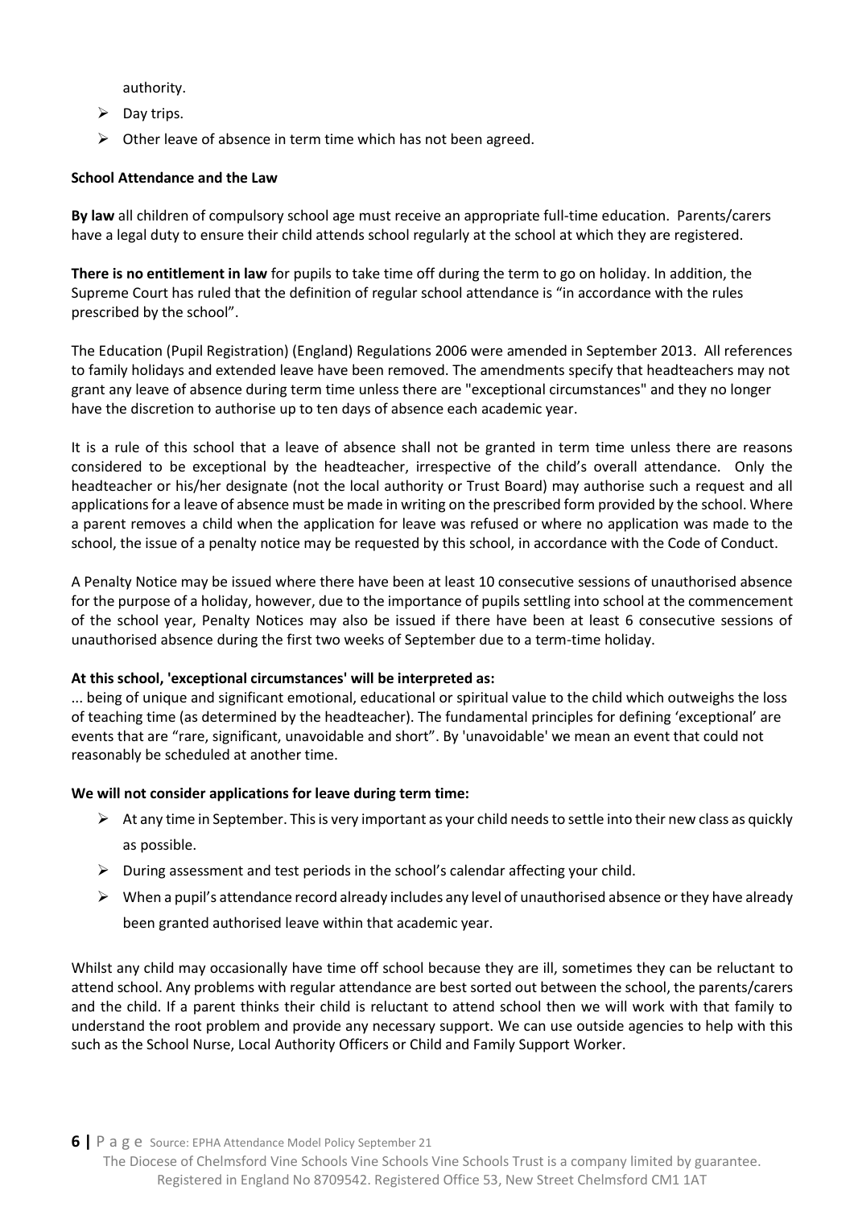authority.

- Day trips.
- Other leave of absence in term time which has not been agreed.

**School Attendance and the Law**

**By law** all children of compulsory school age must receive an appropriate full-time education. Parents/carers have a legal duty to ensure their child attends school regularly at the school at which they are registered.

**There is no entitlement in law** for pupils to take time off during the term to go on holiday. In addition, the Supreme Court has ruled that the definition of regular school attendance is "in accordance with the rules prescribed by the school".

The Education (Pupil Registration) (England) Regulations 2006 were amended in September 2013. All references to family holidays and extended leave have been removed. The amendments specify that headteachers may not grant any leave of absence during term time unless there are "exceptional circumstances" and they no longer have the discretion to authorise up to ten days of absence each academic year.

It is a rule of this school that a leave of absence shall not be granted in term time unless there are reasons considered to be exceptional by the headteacher, irrespective of the child's overall attendance. Only the headteacher or his/her designate (not the local authority or Trust Board) may authorise such a request and all applications for a leave of absence must be made in writing on the prescribed form provided by the school. Where a parent removes a child when the application for leave was refused or where no application was made to the school, the issue of a penalty notice may be requested by this school, in accordance with the Code of Conduct.

A Penalty Notice may be issued where there have been at least 10 consecutive sessions of unauthorised absence for the purpose of a holiday, however, due to the importance of pupils settling into school at the commencement of the school year, Penalty Notices may also be issued if there have been at least 6 consecutive sessions of unauthorised absence during the first two weeks of September due to a term-time holiday.

**At this school, 'exceptional circumstances' will be interpreted as:**

... being of unique and significant emotional, educational or spiritual value to the child which outweighs the loss of teaching time (as determined by the headteacher). The fundamental principles for defining 'exceptional' are events that are "rare, significant, unavoidable and short". By 'unavoidable' we mean an event that could not reasonably be scheduled at another time.

**We will not consider applications for leave during term time:**

- At any time in September. This is very important as your child needs to settle into their new class as quickly as possible.
- During assessment and test periods in the school's calendar affecting your child.
- When a pupil's attendance record already includes any level of unauthorised absence or they have already been granted authorised leave within that academic year.

Whilst any child may occasionally have time off school because they are ill, sometimes they can be reluctant to attend school. Any problems with regular attendance are best sorted out between the school, the parents/carers and the child. If a parent thinks their child is reluctant to attend school then we will work with that family to understand the root problem and provide any necessary support. We can use outside agencies to help with this such as the School Nurse, Local Authority Officers or Child and Family Support Worker.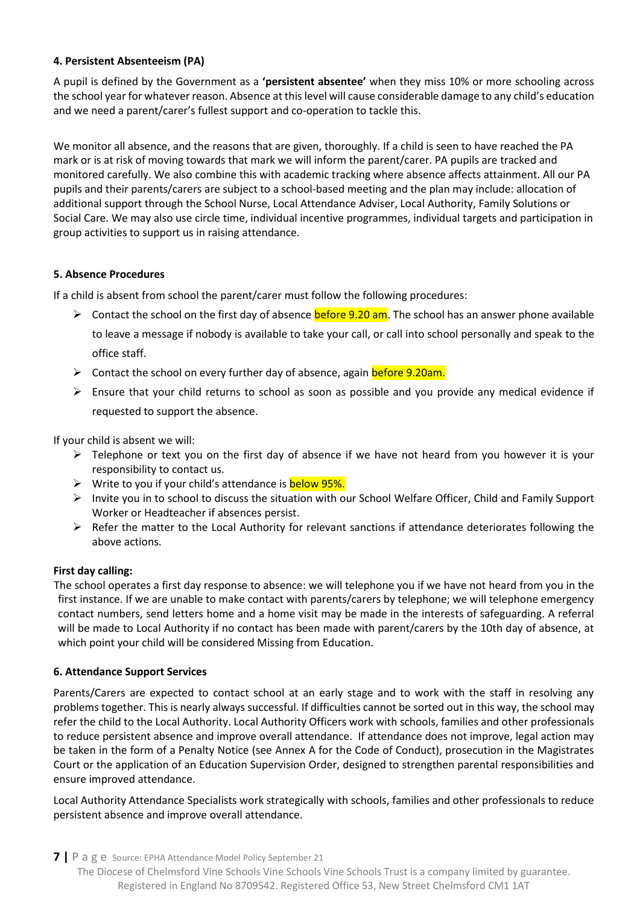**4. Persistent Absenteeism (PA)**

A pupil is defined by the Government as a **'persistent absentee'** when they miss 10% or more schooling across the school year for whatever reason. Absence at this level will cause considerable damage to any child's education and we need a parent/carer's fullest support and co-operation to tackle this.

We monitor all absence, and the reasons that are given, thoroughly. If a child is seen to have reached the PA mark or is at risk of moving towards that mark we will inform the parent/carer. PA pupils are tracked and monitored carefully. We also combine this with academic tracking where absence affects attainment. All our PA pupils and their parents/carers are subject to a school-based meeting and the plan may include: allocation of additional support through the School Nurse, Local Attendance Adviser, Local Authority, Family Solutions or Social Care. We may also use circle time, individual incentive programmes, individual targets and participation in group activities to support us in raising attendance.

**5. Absence Procedures**

If a child is absent from school the parent/carer must follow the following procedures:

- Contact the school on the first day of absence before 9.20 am. The school has an answer phone available to leave a message if nobody is available to take your call, or call into school personally and speak to the office staff.
- Contact the school on every further day of absence, again before 9.20am.
- Ensure that your child returns to school as soon as possible and you provide any medical evidence if requested to support the absence.

If your child is absent we will:

- Telephone or text you on the first day of absence if we have not heard from you however it is your responsibility to contact us.
- Write to you if your child's attendance is below 95%.
- Invite you in to school to discuss the situation with our School Welfare Officer, Child and Family Support Worker or Headteacher if absences persist.
- Refer the matter to the Local Authority for relevant sanctions if attendance deteriorates following the above actions.

**First day calling:**

The school operates a first day response to absence: we will telephone you if we have not heard from you in the first instance. If we are unable to make contact with parents/carers by telephone; we will telephone emergency contact numbers, send letters home and a home visit may be made in the interests of safeguarding. A referral will be made to Local Authority if no contact has been made with parent/carers by the 10th day of absence, at which point your child will be considered Missing from Education.

**6. Attendance Support Services**

Parents/Carers are expected to contact school at an early stage and to work with the staff in resolving any problems together. This is nearly always successful. If difficulties cannot be sorted out in this way, the school may refer the child to the Local Authority. Local Authority Officers work with schools, families and other professionals to reduce persistent absence and improve overall attendance. If attendance does not improve, legal action may be taken in the form of a Penalty Notice (see Annex A for the Code of Conduct), prosecution in the Magistrates Court or the application of an Education Supervision Order, designed to strengthen parental responsibilities and ensure improved attendance.

Local Authority Attendance Specialists work strategically with schools, families and other professionals to reduce persistent absence and improve overall attendance.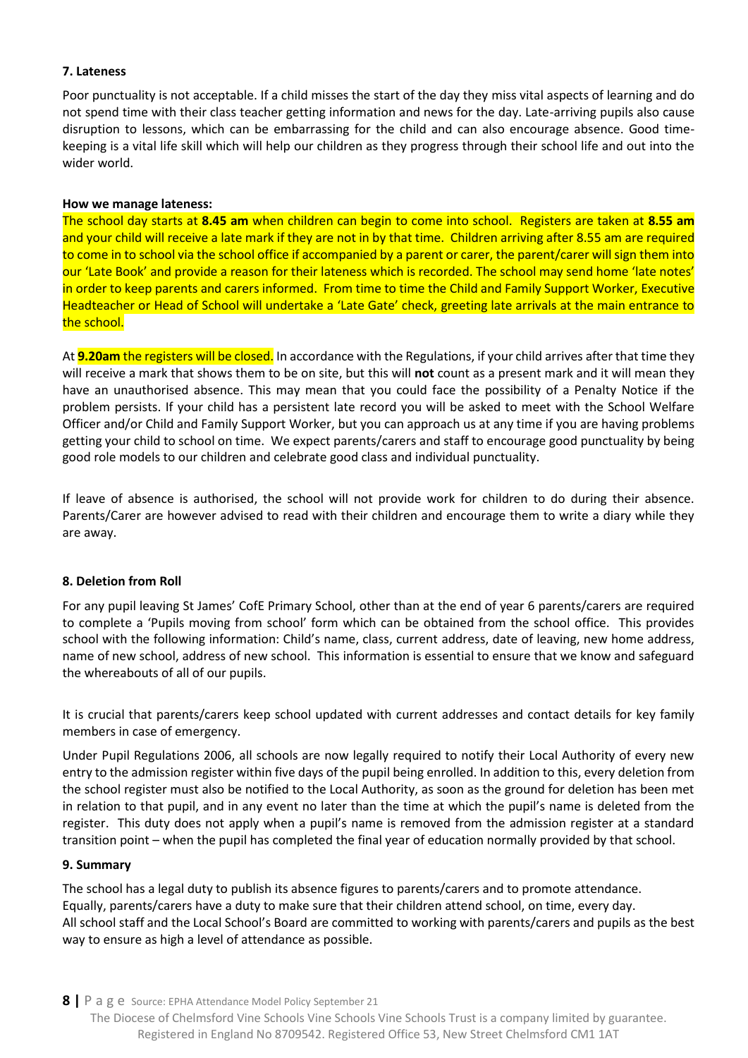**7. Lateness**

Poor punctuality is not acceptable. If a child misses the start of the day they miss vital aspects of learning and do not spend time with their class teacher getting information and news for the day. Late-arriving pupils also cause disruption to lessons, which can be embarrassing for the child and can also encourage absence. Good time-keeping is a vital life skill which will help our children as they progress through their school life and out into the wider world.

**How we manage lateness:**

The school day starts at **8.45 am** when children can begin to come into school. Registers are taken at **8.55 am** and your child will receive a late mark if they are not in by that time. Children arriving after 8.55 am are required to come in to school via the school office if accompanied by a parent or carer, the parent/carer will sign them into our 'Late Book' and provide a reason for their lateness which is recorded. The school may send home 'late notes' in order to keep parents and carers informed. From time to time the Child and Family Support Worker, Executive Headteacher or Head of School will undertake a 'Late Gate' check, greeting late arrivals at the main entrance to the school.

At **9.20am** the registers will be closed. In accordance with the Regulations, if your child arrives after that time they will receive a mark that shows them to be on site, but this will **not** count as a present mark and it will mean they have an unauthorised absence. This may mean that you could face the possibility of a Penalty Notice if the problem persists. If your child has a persistent late record you will be asked to meet with the School Welfare Officer and/or Child and Family Support Worker, but you can approach us at any time if you are having problems getting your child to school on time. We expect parents/carers and staff to encourage good punctuality by being good role models to our children and celebrate good class and individual punctuality.

If leave of absence is authorised, the school will not provide work for children to do during their absence. Parents/Carer are however advised to read with their children and encourage them to write a diary while they are away.

**8. Deletion from Roll**

For any pupil leaving St James' CofE Primary School, other than at the end of year 6 parents/carers are required to complete a 'Pupils moving from school' form which can be obtained from the school office. This provides school with the following information: Child's name, class, current address, date of leaving, new home address, name of new school, address of new school. This information is essential to ensure that we know and safeguard the whereabouts of all of our pupils.

It is crucial that parents/carers keep school updated with current addresses and contact details for key family members in case of emergency.

Under Pupil Regulations 2006, all schools are now legally required to notify their Local Authority of every new entry to the admission register within five days of the pupil being enrolled. In addition to this, every deletion from the school register must also be notified to the Local Authority, as soon as the ground for deletion has been met in relation to that pupil, and in any event no later than the time at which the pupil's name is deleted from the register. This duty does not apply when a pupil's name is removed from the admission register at a standard transition point – when the pupil has completed the final year of education normally provided by that school.

**9. Summary**

The school has a legal duty to publish its absence figures to parents/carers and to promote attendance.
Equally, parents/carers have a duty to make sure that their children attend school, on time, every day.
All school staff and the Local School's Board are committed to working with parents/carers and pupils as the best way to ensure as high a level of attendance as possible.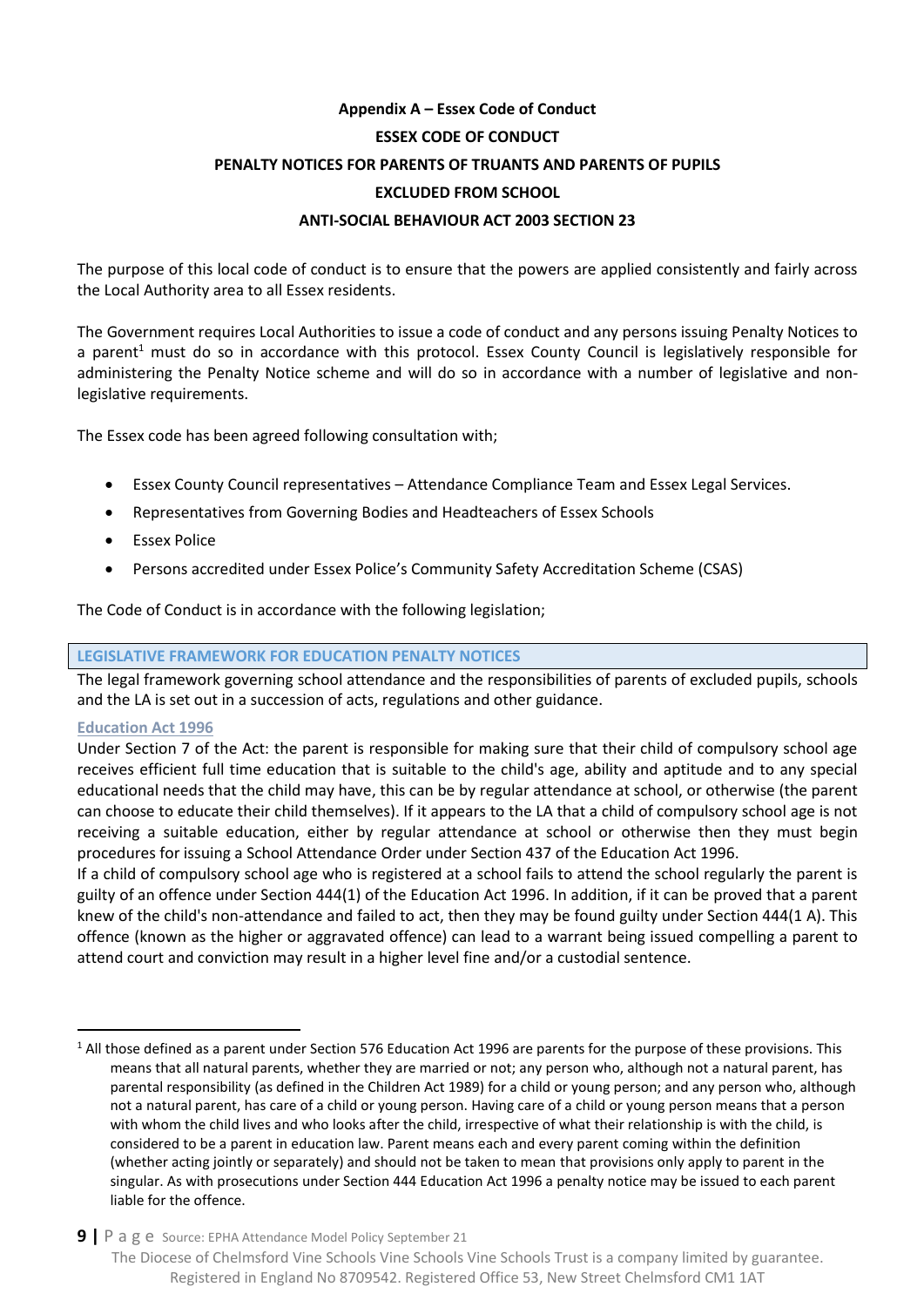**Appendix A – Essex Code of Conduct**

**ESSEX CODE OF CONDUCT**

**PENALTY NOTICES FOR PARENTS OF TRUANTS AND PARENTS OF PUPILS EXCLUDED FROM SCHOOL**

**ANTI-SOCIAL BEHAVIOUR ACT 2003 SECTION 23**

The purpose of this local code of conduct is to ensure that the powers are applied consistently and fairly across the Local Authority area to all Essex residents.

The Government requires Local Authorities to issue a code of conduct and any persons issuing Penalty Notices to a parent[1] must do so in accordance with this protocol. Essex County Council is legislatively responsible for administering the Penalty Notice scheme and will do so in accordance with a number of legislative and non-legislative requirements.

The Essex code has been agreed following consultation with;

- Essex County Council representatives – Attendance Compliance Team and Essex Legal Services.
- Representatives from Governing Bodies and Headteachers of Essex Schools
- Essex Police
- Persons accredited under Essex Police's Community Safety Accreditation Scheme (CSAS)

The Code of Conduct is in accordance with the following legislation;

## LEGISLATIVE FRAMEWORK FOR EDUCATION PENALTY NOTICES

The legal framework governing school attendance and the responsibilities of parents of excluded pupils, schools and the LA is set out in a succession of acts, regulations and other guidance.

### Education Act 1996

Under Section 7 of the Act: the parent is responsible for making sure that their child of compulsory school age receives efficient full time education that is suitable to the child's age, ability and aptitude and to any special educational needs that the child may have, this can be by regular attendance at school, or otherwise (the parent can choose to educate their child themselves). If it appears to the LA that a child of compulsory school age is not receiving a suitable education, either by regular attendance at school or otherwise then they must begin procedures for issuing a School Attendance Order under Section 437 of the Education Act 1996.

If a child of compulsory school age who is registered at a school fails to attend the school regularly the parent is guilty of an offence under Section 444(1) of the Education Act 1996. In addition, if it can be proved that a parent knew of the child's non-attendance and failed to act, then they may be found guilty under Section 444(1 A). This offence (known as the higher or aggravated offence) can lead to a warrant being issued compelling a parent to attend court and conviction may result in a higher level fine and/or a custodial sentence.

---

[1] All those defined as a parent under Section 576 Education Act 1996 are parents for the purpose of these provisions. This means that all natural parents, whether they are married or not; any person who, although not a natural parent, has parental responsibility (as defined in the Children Act 1989) for a child or young person; and any person who, although not a natural parent, has care of a child or young person. Having care of a child or young person means that a person with whom the child lives and who looks after the child, irrespective of what their relationship is with the child, is considered to be a parent in education law. Parent means each and every parent coming within the definition (whether acting jointly or separately) and should not be taken to mean that provisions only apply to parent in the singular. As with prosecutions under Section 444 Education Act 1996 a penalty notice may be issued to each parent liable for the offence.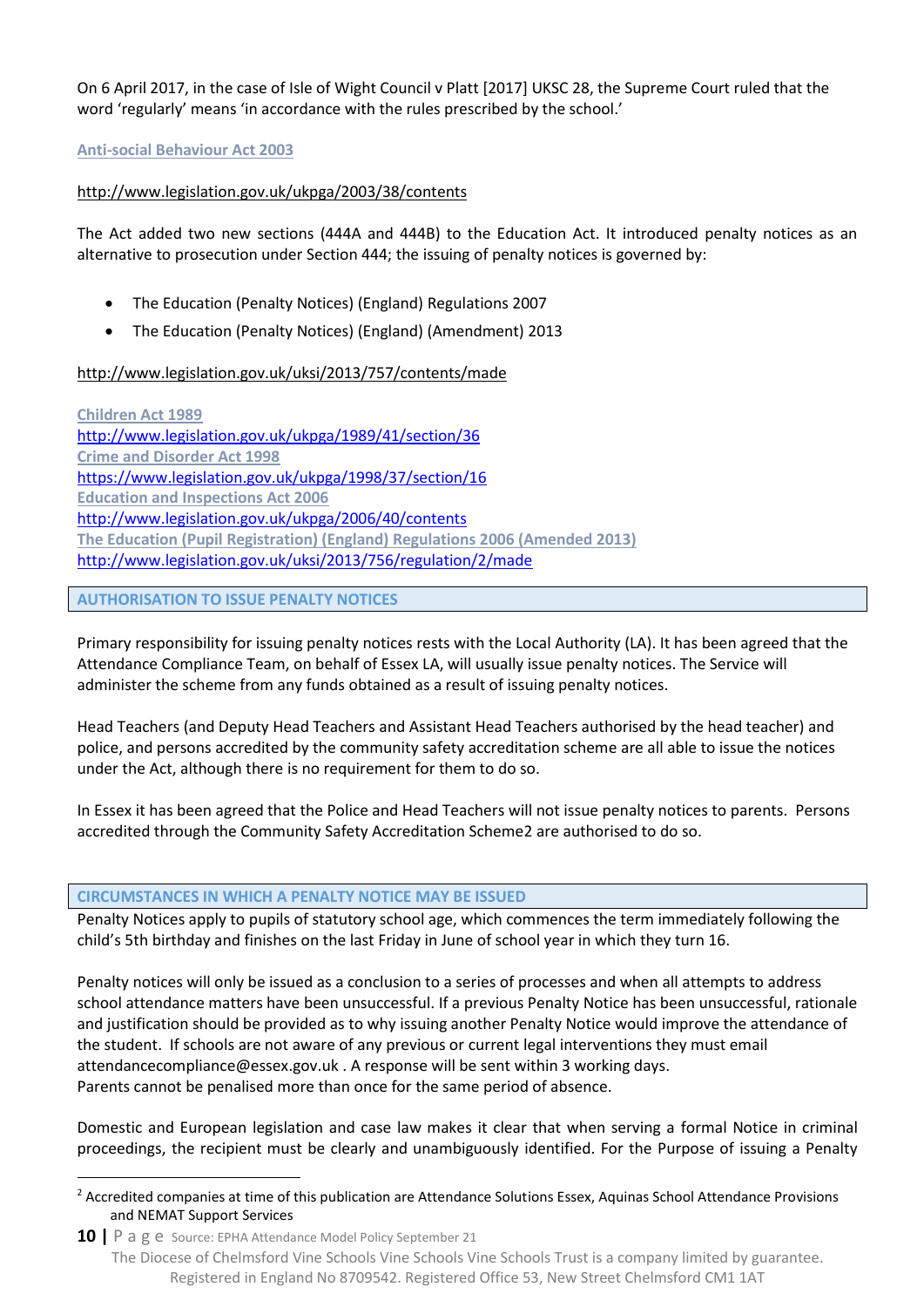On 6 April 2017, in the case of Isle of Wight Council v Platt [2017] UKSC 28, the Supreme Court ruled that the word 'regularly' means 'in accordance with the rules prescribed by the school.'

**Anti-social Behaviour Act 2003**

http://www.legislation.gov.uk/ukpga/2003/38/contents

The Act added two new sections (444A and 444B) to the Education Act. It introduced penalty notices as an alternative to prosecution under Section 444; the issuing of penalty notices is governed by:

- The Education (Penalty Notices) (England) Regulations 2007
- The Education (Penalty Notices) (England) (Amendment) 2013

http://www.legislation.gov.uk/uksi/2013/757/contents/made

**Children Act 1989**
http://www.legislation.gov.uk/ukpga/1989/41/section/36
**Crime and Disorder Act 1998**
https://www.legislation.gov.uk/ukpga/1998/37/section/16
**Education and Inspections Act 2006**
http://www.legislation.gov.uk/ukpga/2006/40/contents
**The Education (Pupil Registration) (England) Regulations 2006 (Amended 2013)**
http://www.legislation.gov.uk/uksi/2013/756/regulation/2/made

## AUTHORISATION TO ISSUE PENALTY NOTICES

Primary responsibility for issuing penalty notices rests with the Local Authority (LA). It has been agreed that the Attendance Compliance Team, on behalf of Essex LA, will usually issue penalty notices. The Service will administer the scheme from any funds obtained as a result of issuing penalty notices.

Head Teachers (and Deputy Head Teachers and Assistant Head Teachers authorised by the head teacher) and police, and persons accredited by the community safety accreditation scheme are all able to issue the notices under the Act, although there is no requirement for them to do so.

In Essex it has been agreed that the Police and Head Teachers will not issue penalty notices to parents. Persons accredited through the Community Safety Accreditation Scheme[2] are authorised to do so.

## CIRCUMSTANCES IN WHICH A PENALTY NOTICE MAY BE ISSUED

Penalty Notices apply to pupils of statutory school age, which commences the term immediately following the child's 5th birthday and finishes on the last Friday in June of school year in which they turn 16.

Penalty notices will only be issued as a conclusion to a series of processes and when all attempts to address school attendance matters have been unsuccessful. If a previous Penalty Notice has been unsuccessful, rationale and justification should be provided as to why issuing another Penalty Notice would improve the attendance of the student. If schools are not aware of any previous or current legal interventions they must email attendancecompliance@essex.gov.uk . A response will be sent within 3 working days.
Parents cannot be penalised more than once for the same period of absence.

Domestic and European legislation and case law makes it clear that when serving a formal Notice in criminal proceedings, the recipient must be clearly and unambiguously identified. For the Purpose of issuing a Penalty

[2] Accredited companies at time of this publication are Attendance Solutions Essex, Aquinas School Attendance Provisions and NEMAT Support Services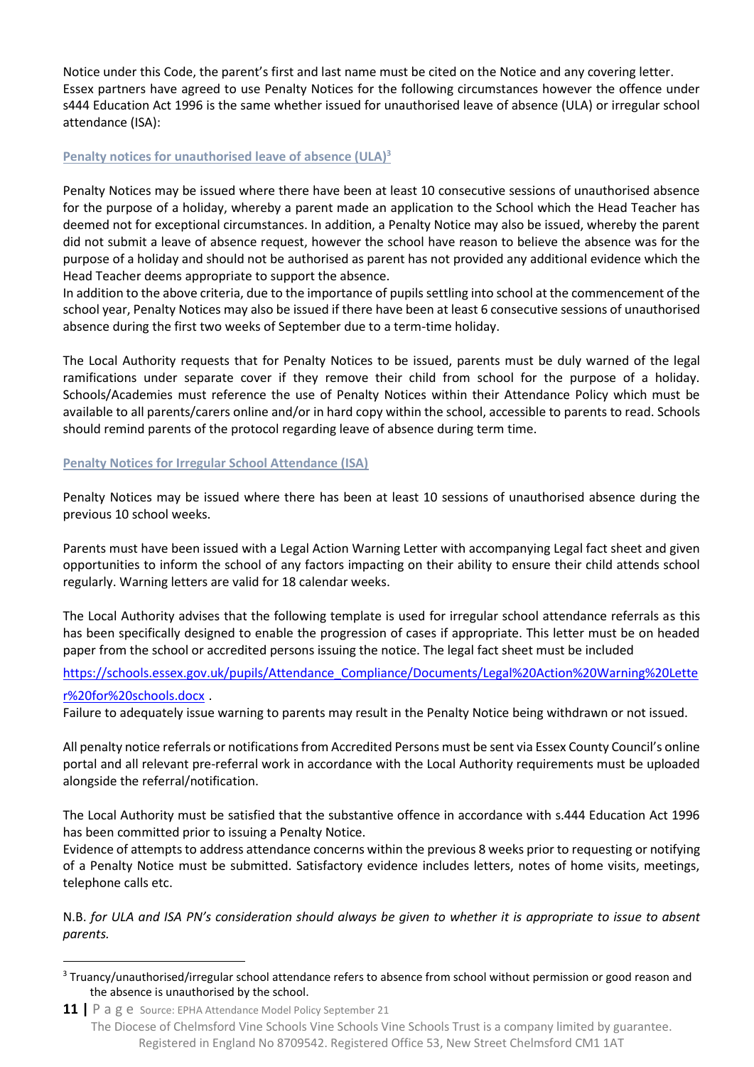Notice under this Code, the parent's first and last name must be cited on the Notice and any covering letter. Essex partners have agreed to use Penalty Notices for the following circumstances however the offence under s444 Education Act 1996 is the same whether issued for unauthorised leave of absence (ULA) or irregular school attendance (ISA):

### Penalty notices for unauthorised leave of absence (ULA)[3]

Penalty Notices may be issued where there have been at least 10 consecutive sessions of unauthorised absence for the purpose of a holiday, whereby a parent made an application to the School which the Head Teacher has deemed not for exceptional circumstances. In addition, a Penalty Notice may also be issued, whereby the parent did not submit a leave of absence request, however the school have reason to believe the absence was for the purpose of a holiday and should not be authorised as parent has not provided any additional evidence which the Head Teacher deems appropriate to support the absence.
In addition to the above criteria, due to the importance of pupils settling into school at the commencement of the school year, Penalty Notices may also be issued if there have been at least 6 consecutive sessions of unauthorised absence during the first two weeks of September due to a term-time holiday.

The Local Authority requests that for Penalty Notices to be issued, parents must be duly warned of the legal ramifications under separate cover if they remove their child from school for the purpose of a holiday. Schools/Academies must reference the use of Penalty Notices within their Attendance Policy which must be available to all parents/carers online and/or in hard copy within the school, accessible to parents to read. Schools should remind parents of the protocol regarding leave of absence during term time.

### Penalty Notices for Irregular School Attendance (ISA)

Penalty Notices may be issued where there has been at least 10 sessions of unauthorised absence during the previous 10 school weeks.

Parents must have been issued with a Legal Action Warning Letter with accompanying Legal fact sheet and given opportunities to inform the school of any factors impacting on their ability to ensure their child attends school regularly. Warning letters are valid for 18 calendar weeks.

The Local Authority advises that the following template is used for irregular school attendance referrals as this has been specifically designed to enable the progression of cases if appropriate. This letter must be on headed paper from the school or accredited persons issuing the notice. The legal fact sheet must be included

https://schools.essex.gov.uk/pupils/Attendance_Compliance/Documents/Legal%20Action%20Warning%20Letter%20for%20schools.docx .
Failure to adequately issue warning to parents may result in the Penalty Notice being withdrawn or not issued.

All penalty notice referrals or notifications from Accredited Persons must be sent via Essex County Council's online portal and all relevant pre-referral work in accordance with the Local Authority requirements must be uploaded alongside the referral/notification.

The Local Authority must be satisfied that the substantive offence in accordance with s.444 Education Act 1996 has been committed prior to issuing a Penalty Notice.
Evidence of attempts to address attendance concerns within the previous 8 weeks prior to requesting or notifying of a Penalty Notice must be submitted. Satisfactory evidence includes letters, notes of home visits, meetings, telephone calls etc.

N.B. *for ULA and ISA PN's consideration should always be given to whether it is appropriate to issue to absent parents.*

---

[3] Truancy/unauthorised/irregular school attendance refers to absence from school without permission or good reason and the absence is unauthorised by the school.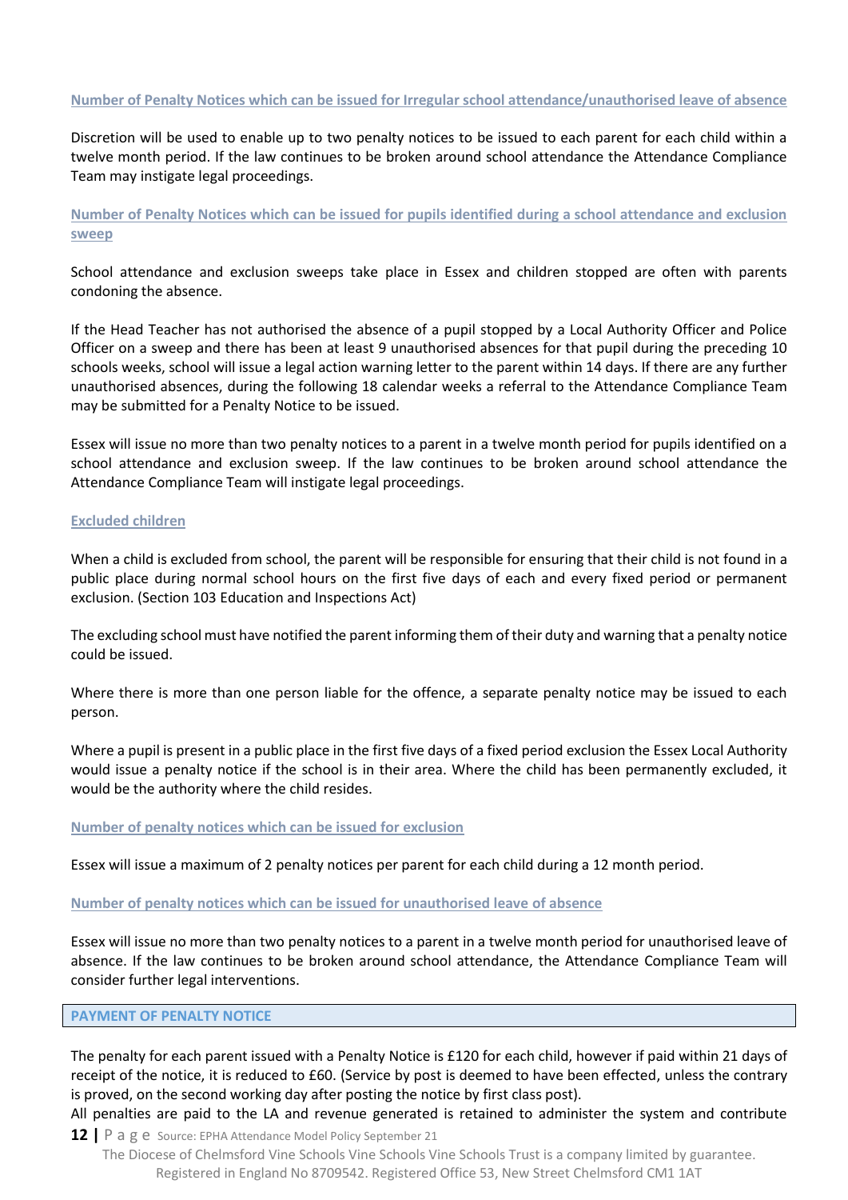#### Number of Penalty Notices which can be issued for Irregular school attendance/unauthorised leave of absence

Discretion will be used to enable up to two penalty notices to be issued to each parent for each child within a twelve month period. If the law continues to be broken around school attendance the Attendance Compliance Team may instigate legal proceedings.

#### Number of Penalty Notices which can be issued for pupils identified during a school attendance and exclusion sweep

School attendance and exclusion sweeps take place in Essex and children stopped are often with parents condoning the absence.

If the Head Teacher has not authorised the absence of a pupil stopped by a Local Authority Officer and Police Officer on a sweep and there has been at least 9 unauthorised absences for that pupil during the preceding 10 schools weeks, school will issue a legal action warning letter to the parent within 14 days. If there are any further unauthorised absences, during the following 18 calendar weeks a referral to the Attendance Compliance Team may be submitted for a Penalty Notice to be issued.

Essex will issue no more than two penalty notices to a parent in a twelve month period for pupils identified on a school attendance and exclusion sweep. If the law continues to be broken around school attendance the Attendance Compliance Team will instigate legal proceedings.

#### Excluded children

When a child is excluded from school, the parent will be responsible for ensuring that their child is not found in a public place during normal school hours on the first five days of each and every fixed period or permanent exclusion. (Section 103 Education and Inspections Act)

The excluding school must have notified the parent informing them of their duty and warning that a penalty notice could be issued.

Where there is more than one person liable for the offence, a separate penalty notice may be issued to each person.

Where a pupil is present in a public place in the first five days of a fixed period exclusion the Essex Local Authority would issue a penalty notice if the school is in their area. Where the child has been permanently excluded, it would be the authority where the child resides.

#### Number of penalty notices which can be issued for exclusion

Essex will issue a maximum of 2 penalty notices per parent for each child during a 12 month period.

#### Number of penalty notices which can be issued for unauthorised leave of absence

Essex will issue no more than two penalty notices to a parent in a twelve month period for unauthorised leave of absence. If the law continues to be broken around school attendance, the Attendance Compliance Team will consider further legal interventions.

### PAYMENT OF PENALTY NOTICE

The penalty for each parent issued with a Penalty Notice is £120 for each child, however if paid within 21 days of receipt of the notice, it is reduced to £60. (Service by post is deemed to have been effected, unless the contrary is proved, on the second working day after posting the notice by first class post).

All penalties are paid to the LA and revenue generated is retained to administer the system and contribute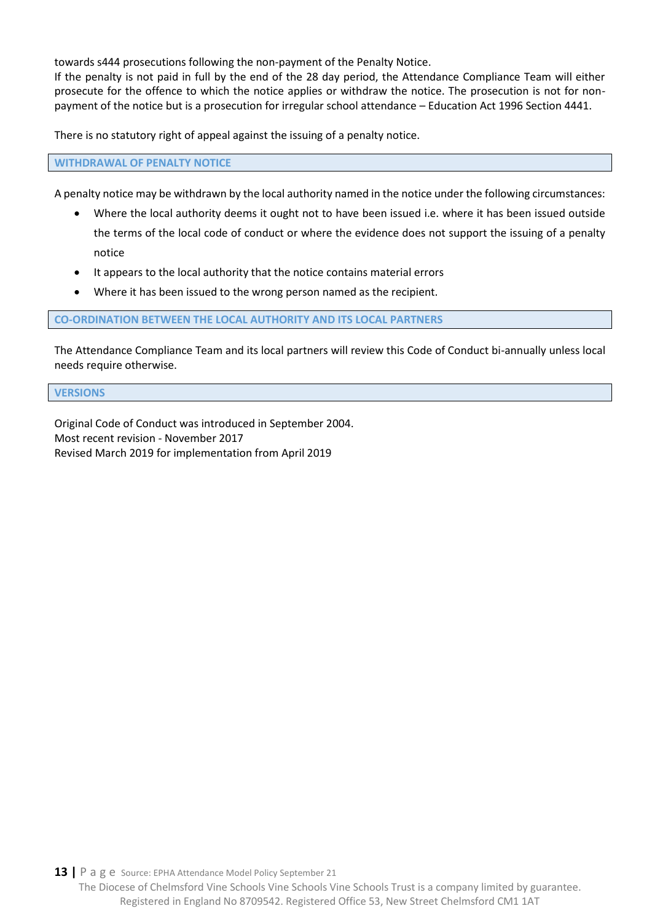towards s444 prosecutions following the non-payment of the Penalty Notice.
If the penalty is not paid in full by the end of the 28 day period, the Attendance Compliance Team will either prosecute for the offence to which the notice applies or withdraw the notice. The prosecution is not for non-payment of the notice but is a prosecution for irregular school attendance – Education Act 1996 Section 4441.

There is no statutory right of appeal against the issuing of a penalty notice.

## WITHDRAWAL OF PENALTY NOTICE

A penalty notice may be withdrawn by the local authority named in the notice under the following circumstances:

- Where the local authority deems it ought not to have been issued i.e. where it has been issued outside the terms of the local code of conduct or where the evidence does not support the issuing of a penalty notice
- It appears to the local authority that the notice contains material errors
- Where it has been issued to the wrong person named as the recipient.

## CO-ORDINATION BETWEEN THE LOCAL AUTHORITY AND ITS LOCAL PARTNERS

The Attendance Compliance Team and its local partners will review this Code of Conduct bi-annually unless local needs require otherwise.

## VERSIONS

Original Code of Conduct was introduced in September 2004.
Most recent revision - November 2017
Revised March 2019 for implementation from April 2019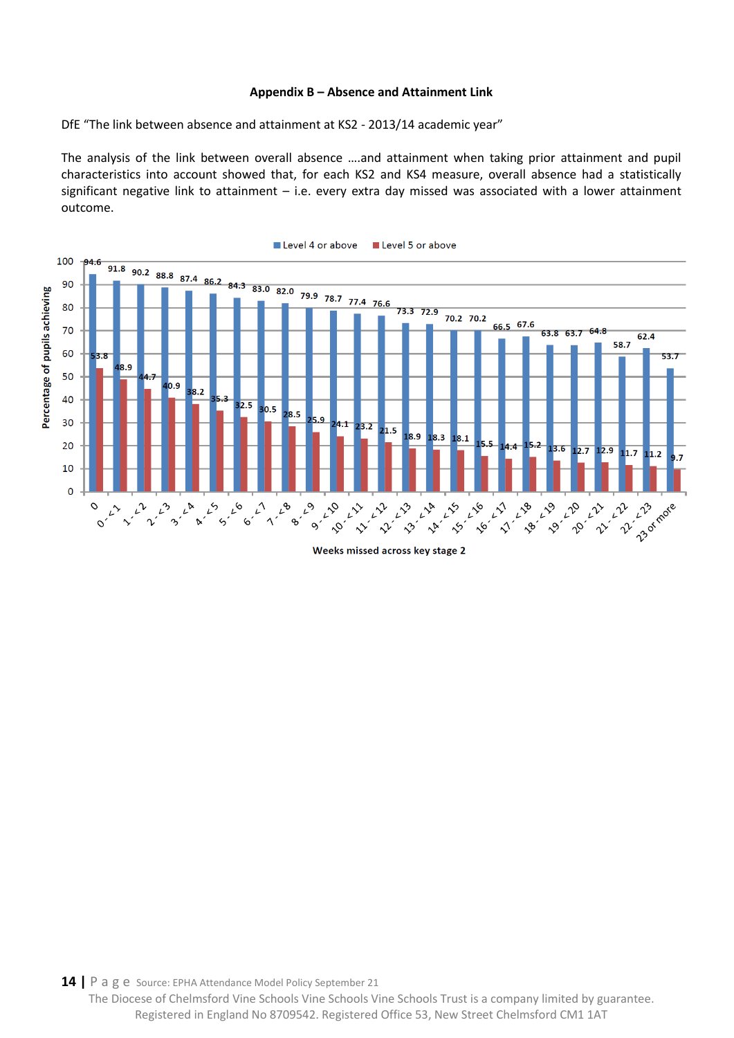## Appendix B – Absence and Attainment Link

DfE "The link between absence and attainment at KS2 - 2013/14 academic year"

The analysis of the link between overall absence ....and attainment when taking prior attainment and pupil characteristics into account showed that, for each KS2 and KS4 measure, overall absence had a statistically significant negative link to attainment – i.e. every extra day missed was associated with a lower attainment outcome.

Level 4 or above
Level 5 or above

Percentage of pupils achieving

100
90
80
70
60
50
40
30
20
10
0

94.6 53.8
91.8 48.9
90.2 44.7
88.8 40.9
87.4 38.2
86.2 35.3
84.3 32.5
83.0 30.5
82.0 28.5
79.9 25.9
78.7 24.1
77.4 23.2
76.6 21.5
73.3 18.9
72.9 18.3
70.2 18.1
70.2 15.5
66.5 14.4
67.6 15.2
63.8 13.6
63.7 12.7
64.8 12.9
58.7 11.7
62.4 11.2
53.7 9.7

0
0 - < 1
1 - < 2
2 - < 3
3 - < 4
4 - < 5
5 - < 6
6 - < 7
7 - < 8
8 - < 9
9 - < 10
10 - < 11
11 - < 12
12 - < 13
13 - < 14
14 - < 15
15 - < 16
16 - < 17
17 - < 18
18 - < 19
19 - < 20
20 - < 21
21 - < 22
22 - < 23
23 or more

Weeks missed across key stage 2

Source: EPHA Attendance Model Policy September 21